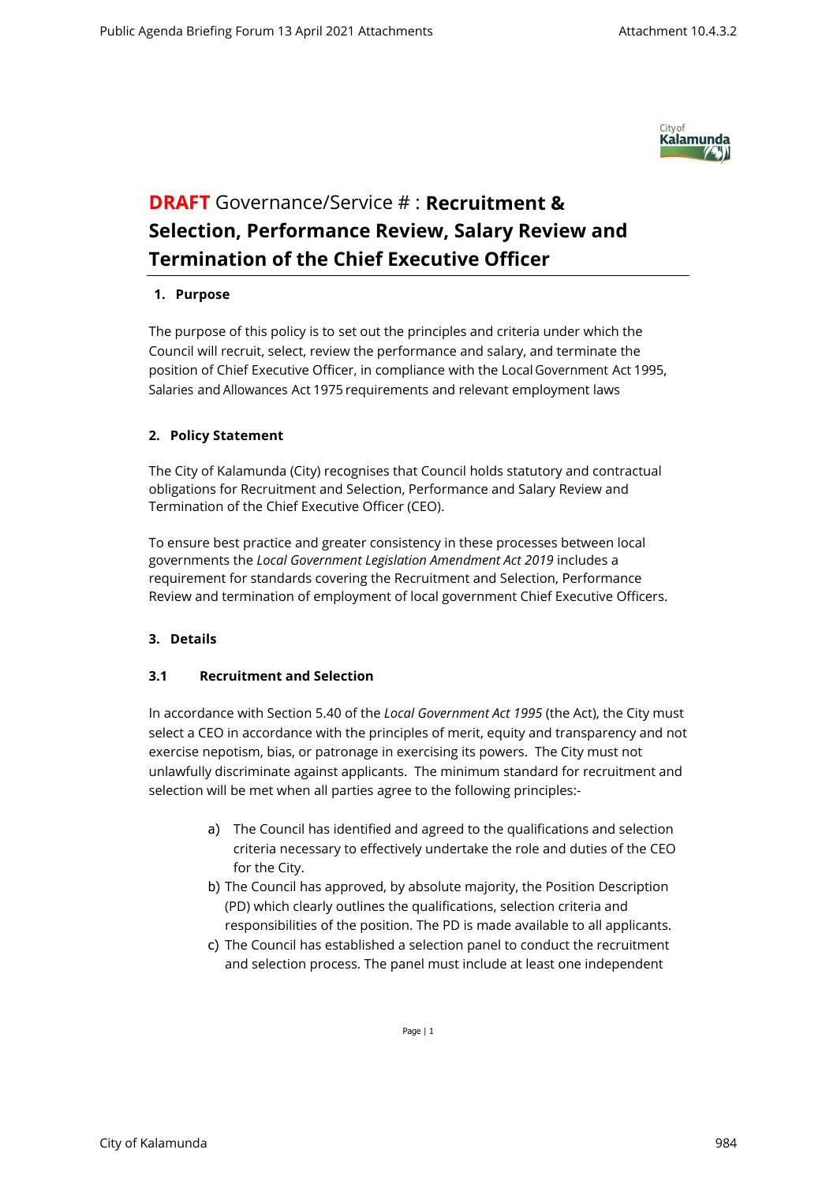# **DRAFT** Governance/Service # : **Recruitment & Selection, Performance Review, Salary Review and Termination of the Chief Executive Officer**

## 1. Purpose

The purpose of this policy is to set out the principles and criteria under which the Council will recruit, select, review the performance and salary, and terminate the position of Chief Executive Officer, in compliance with the Local Government Act 1995, Salaries and Allowances Act 1975 requirements and relevant employment laws

## 2. Policy Statement

The City of Kalamunda (City) recognises that Council holds statutory and contractual obligations for Recruitment and Selection, Performance and Salary Review and Termination of the Chief Executive Officer (CEO).

To ensure best practice and greater consistency in these processes between local governments the *Local Government Legislation Amendment Act 2019* includes a requirement for standards covering the Recruitment and Selection, Performance Review and termination of employment of local government Chief Executive Officers.

## 3. Details

### 3.1 Recruitment and Selection

In accordance with Section 5.40 of the *Local Government Act 1995* (the Act), the City must select a CEO in accordance with the principles of merit, equity and transparency and not exercise nepotism, bias, or patronage in exercising its powers. The City must not unlawfully discriminate against applicants. The minimum standard for recruitment and selection will be met when all parties agree to the following principles:-

a) The Council has identified and agreed to the qualifications and selection criteria necessary to effectively undertake the role and duties of the CEO for the City.
b) The Council has approved, by absolute majority, the Position Description (PD) which clearly outlines the qualifications, selection criteria and responsibilities of the position. The PD is made available to all applicants.
c) The Council has established a selection panel to conduct the recruitment and selection process. The panel must include at least one independent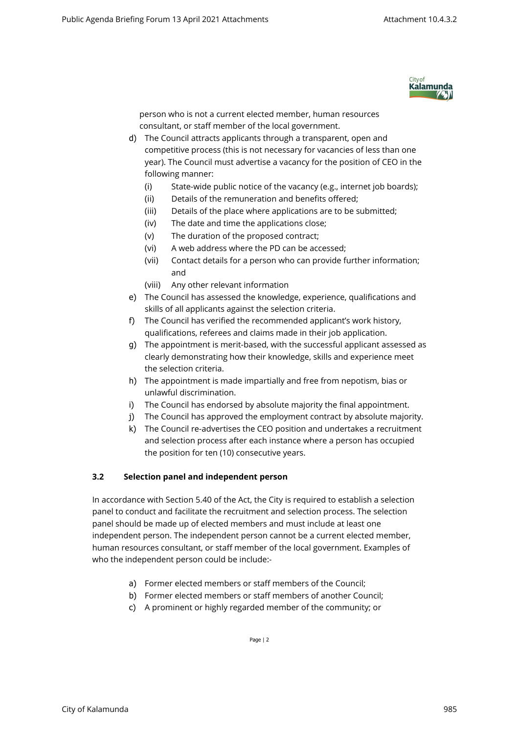person who is not a current elected member, human resources consultant, or staff member of the local government.

d) The Council attracts applicants through a transparent, open and competitive process (this is not necessary for vacancies of less than one year). The Council must advertise a vacancy for the position of CEO in the following manner:
   (i) State-wide public notice of the vacancy (e.g., internet job boards);
   (ii) Details of the remuneration and benefits offered;
   (iii) Details of the place where applications are to be submitted;
   (iv) The date and time the applications close;
   (v) The duration of the proposed contract;
   (vi) A web address where the PD can be accessed;
   (vii) Contact details for a person who can provide further information; and
   (viii) Any other relevant information
e) The Council has assessed the knowledge, experience, qualifications and skills of all applicants against the selection criteria.
f) The Council has verified the recommended applicant's work history, qualifications, referees and claims made in their job application.
g) The appointment is merit-based, with the successful applicant assessed as clearly demonstrating how their knowledge, skills and experience meet the selection criteria.
h) The appointment is made impartially and free from nepotism, bias or unlawful discrimination.
i) The Council has endorsed by absolute majority the final appointment.
j) The Council has approved the employment contract by absolute majority.
k) The Council re-advertises the CEO position and undertakes a recruitment and selection process after each instance where a person has occupied the position for ten (10) consecutive years.

### 3.2 Selection panel and independent person

In accordance with Section 5.40 of the Act, the City is required to establish a selection panel to conduct and facilitate the recruitment and selection process. The selection panel should be made up of elected members and must include at least one independent person. The independent person cannot be a current elected member, human resources consultant, or staff member of the local government. Examples of who the independent person could be include:-

a) Former elected members or staff members of the Council;
b) Former elected members or staff members of another Council;
c) A prominent or highly regarded member of the community; or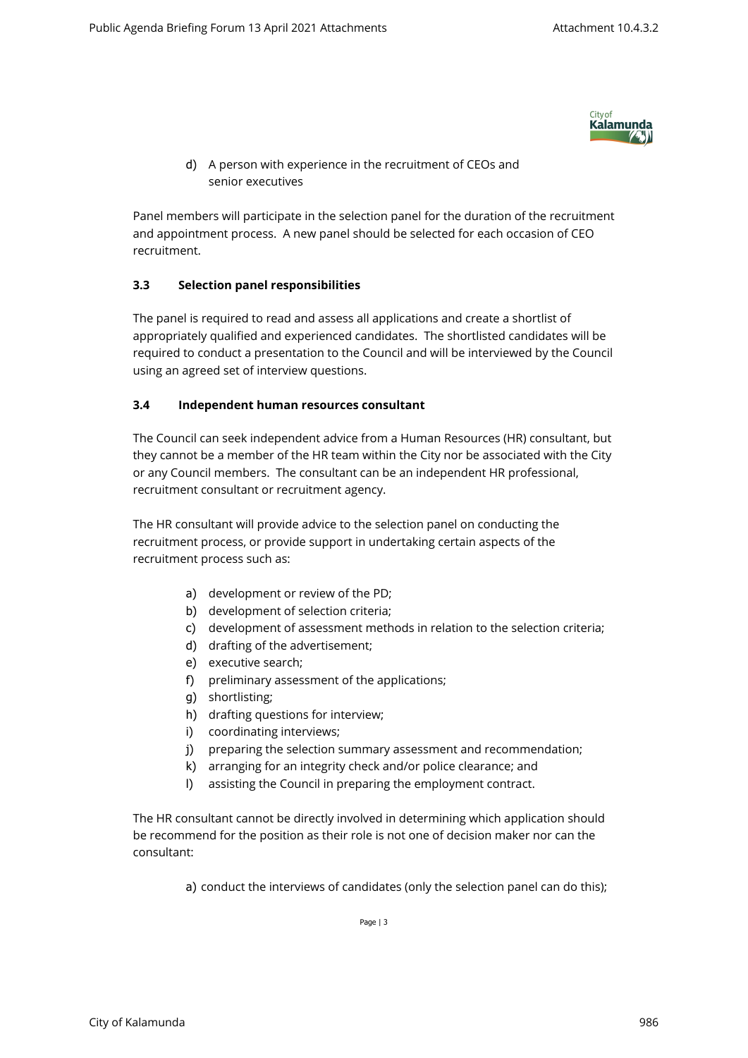d) A person with experience in the recruitment of CEOs and senior executives

Panel members will participate in the selection panel for the duration of the recruitment and appointment process. A new panel should be selected for each occasion of CEO recruitment.

### 3.3 Selection panel responsibilities

The panel is required to read and assess all applications and create a shortlist of appropriately qualified and experienced candidates. The shortlisted candidates will be required to conduct a presentation to the Council and will be interviewed by the Council using an agreed set of interview questions.

### 3.4 Independent human resources consultant

The Council can seek independent advice from a Human Resources (HR) consultant, but they cannot be a member of the HR team within the City nor be associated with the City or any Council members. The consultant can be an independent HR professional, recruitment consultant or recruitment agency.

The HR consultant will provide advice to the selection panel on conducting the recruitment process, or provide support in undertaking certain aspects of the recruitment process such as:

a) development or review of the PD;
b) development of selection criteria;
c) development of assessment methods in relation to the selection criteria;
d) drafting of the advertisement;
e) executive search;
f) preliminary assessment of the applications;
g) shortlisting;
h) drafting questions for interview;
i) coordinating interviews;
j) preparing the selection summary assessment and recommendation;
k) arranging for an integrity check and/or police clearance; and
l) assisting the Council in preparing the employment contract.

The HR consultant cannot be directly involved in determining which application should be recommend for the position as their role is not one of decision maker nor can the consultant:

a) conduct the interviews of candidates (only the selection panel can do this);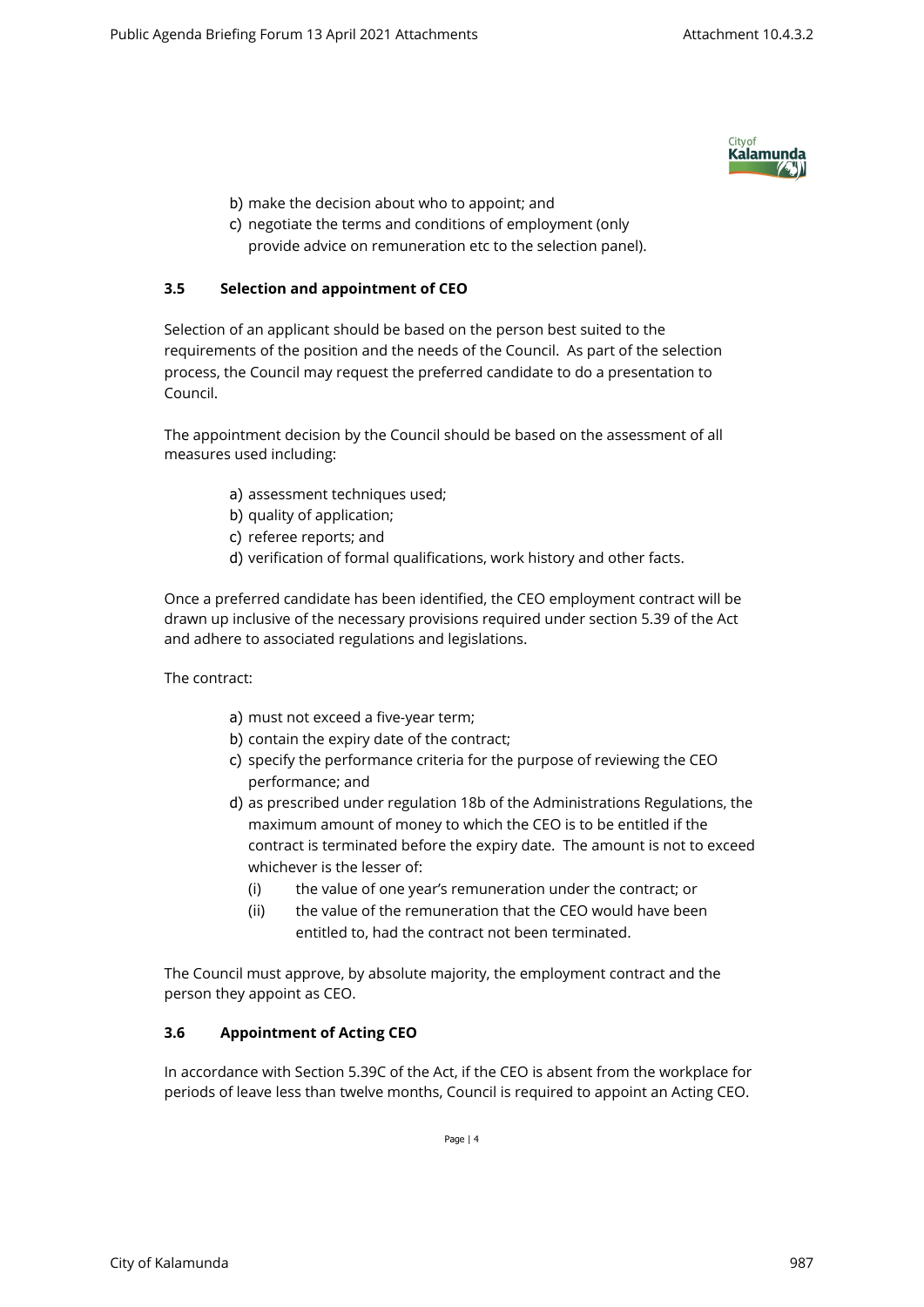b) make the decision about who to appoint; and
c) negotiate the terms and conditions of employment (only provide advice on remuneration etc to the selection panel).

### 3.5 Selection and appointment of CEO

Selection of an applicant should be based on the person best suited to the requirements of the position and the needs of the Council. As part of the selection process, the Council may request the preferred candidate to do a presentation to Council.

The appointment decision by the Council should be based on the assessment of all measures used including:

a) assessment techniques used;
b) quality of application;
c) referee reports; and
d) verification of formal qualifications, work history and other facts.

Once a preferred candidate has been identified, the CEO employment contract will be drawn up inclusive of the necessary provisions required under section 5.39 of the Act and adhere to associated regulations and legislations.

The contract:

a) must not exceed a five-year term;
b) contain the expiry date of the contract;
c) specify the performance criteria for the purpose of reviewing the CEO performance; and
d) as prescribed under regulation 18b of the Administrations Regulations, the maximum amount of money to which the CEO is to be entitled if the contract is terminated before the expiry date. The amount is not to exceed whichever is the lesser of:
   (i) the value of one year's remuneration under the contract; or
   (ii) the value of the remuneration that the CEO would have been entitled to, had the contract not been terminated.

The Council must approve, by absolute majority, the employment contract and the person they appoint as CEO.

### 3.6 Appointment of Acting CEO

In accordance with Section 5.39C of the Act, if the CEO is absent from the workplace for periods of leave less than twelve months, Council is required to appoint an Acting CEO.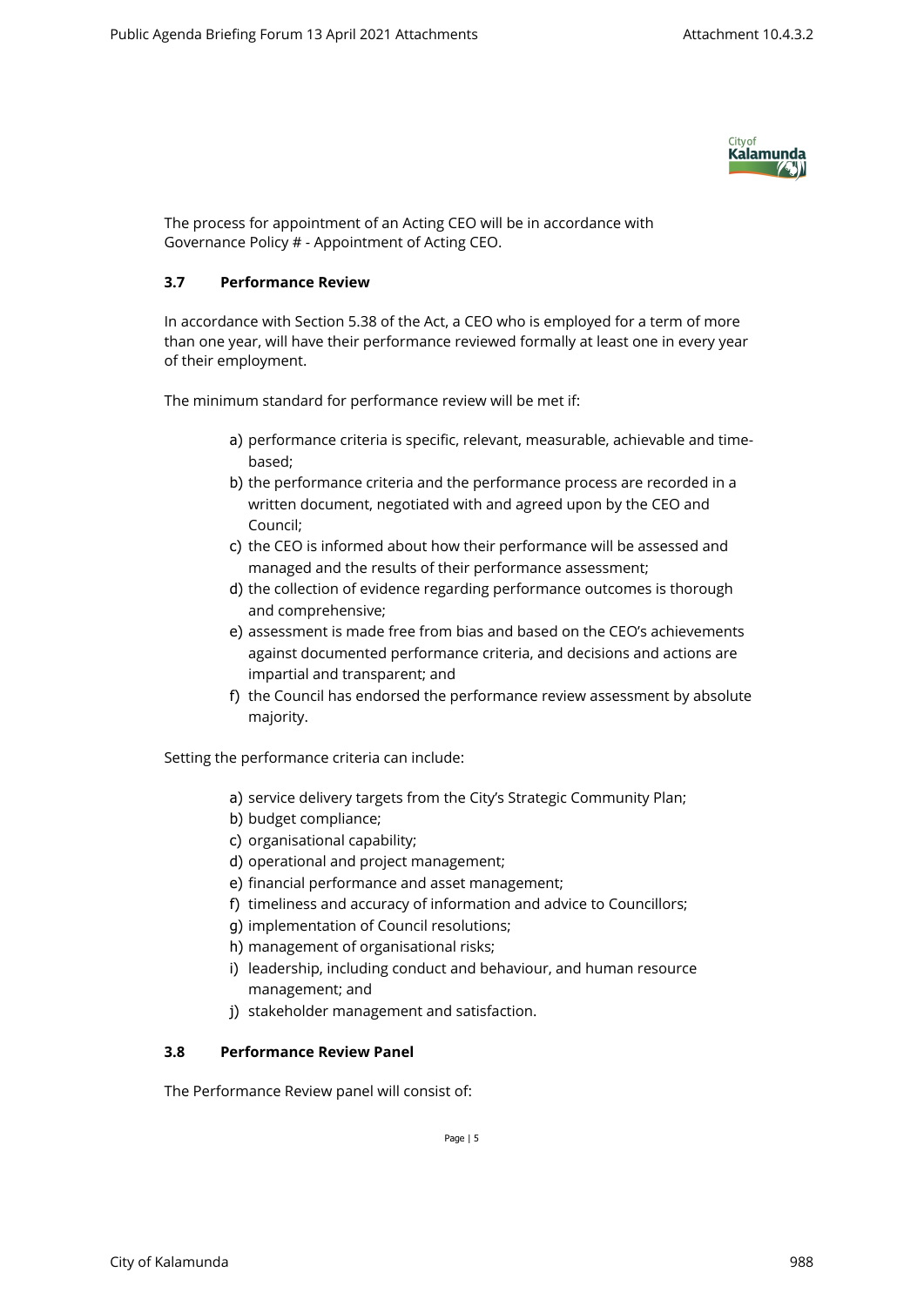The process for appointment of an Acting CEO will be in accordance with Governance Policy # - Appointment of Acting CEO.

### 3.7 Performance Review

In accordance with Section 5.38 of the Act, a CEO who is employed for a term of more than one year, will have their performance reviewed formally at least one in every year of their employment.

The minimum standard for performance review will be met if:

a) performance criteria is specific, relevant, measurable, achievable and time-based;
b) the performance criteria and the performance process are recorded in a written document, negotiated with and agreed upon by the CEO and Council;
c) the CEO is informed about how their performance will be assessed and managed and the results of their performance assessment;
d) the collection of evidence regarding performance outcomes is thorough and comprehensive;
e) assessment is made free from bias and based on the CEO's achievements against documented performance criteria, and decisions and actions are impartial and transparent; and
f) the Council has endorsed the performance review assessment by absolute majority.

Setting the performance criteria can include:

a) service delivery targets from the City's Strategic Community Plan;
b) budget compliance;
c) organisational capability;
d) operational and project management;
e) financial performance and asset management;
f) timeliness and accuracy of information and advice to Councillors;
g) implementation of Council resolutions;
h) management of organisational risks;
i) leadership, including conduct and behaviour, and human resource management; and
j) stakeholder management and satisfaction.

### 3.8 Performance Review Panel

The Performance Review panel will consist of: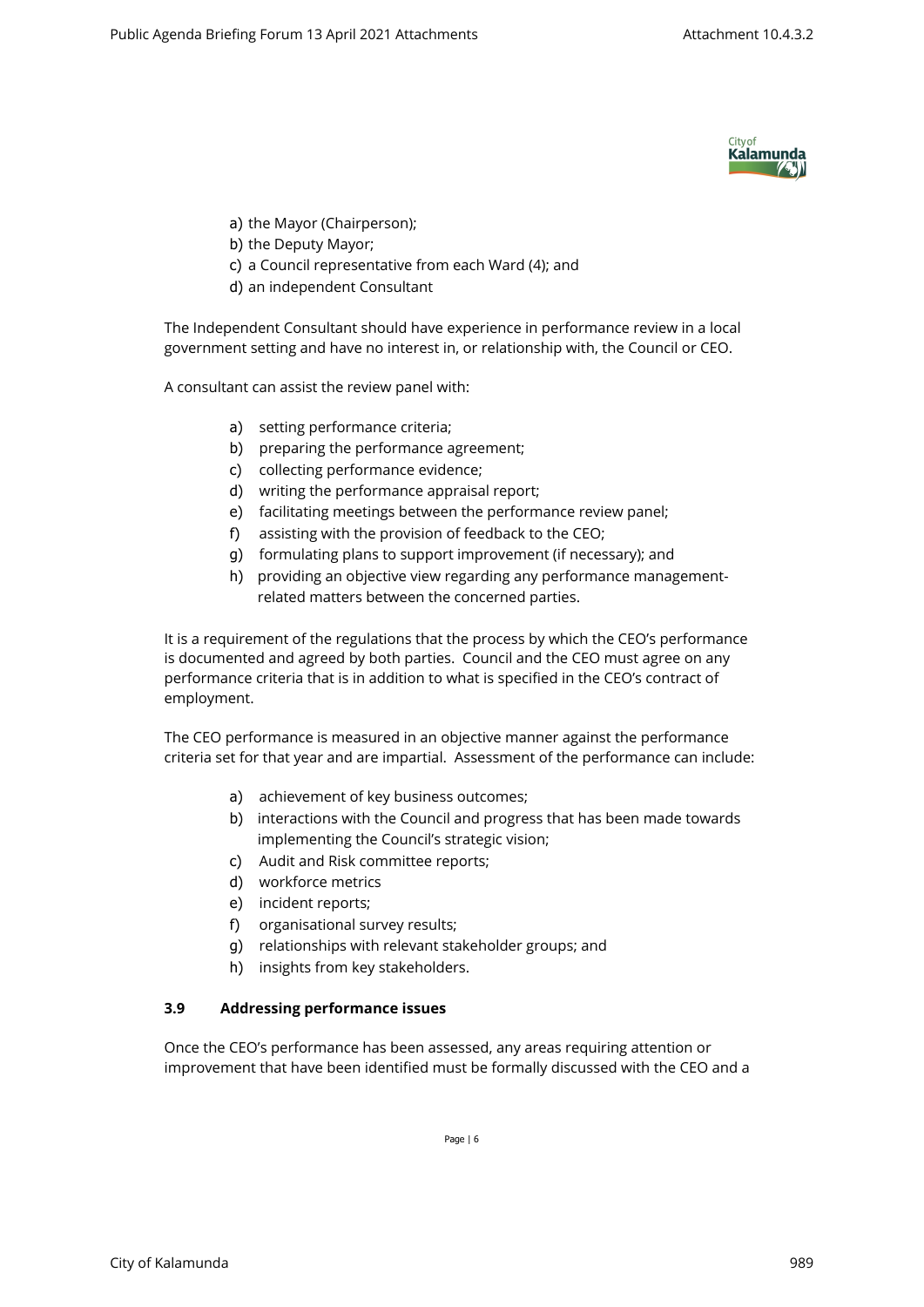a) the Mayor (Chairperson);
b) the Deputy Mayor;
c) a Council representative from each Ward (4); and
d) an independent Consultant

The Independent Consultant should have experience in performance review in a local government setting and have no interest in, or relationship with, the Council or CEO.

A consultant can assist the review panel with:

a) setting performance criteria;
b) preparing the performance agreement;
c) collecting performance evidence;
d) writing the performance appraisal report;
e) facilitating meetings between the performance review panel;
f) assisting with the provision of feedback to the CEO;
g) formulating plans to support improvement (if necessary); and
h) providing an objective view regarding any performance management-related matters between the concerned parties.

It is a requirement of the regulations that the process by which the CEO's performance is documented and agreed by both parties. Council and the CEO must agree on any performance criteria that is in addition to what is specified in the CEO's contract of employment.

The CEO performance is measured in an objective manner against the performance criteria set for that year and are impartial. Assessment of the performance can include:

a) achievement of key business outcomes;
b) interactions with the Council and progress that has been made towards implementing the Council's strategic vision;
c) Audit and Risk committee reports;
d) workforce metrics
e) incident reports;
f) organisational survey results;
g) relationships with relevant stakeholder groups; and
h) insights from key stakeholders.

### 3.9 Addressing performance issues

Once the CEO's performance has been assessed, any areas requiring attention or improvement that have been identified must be formally discussed with the CEO and a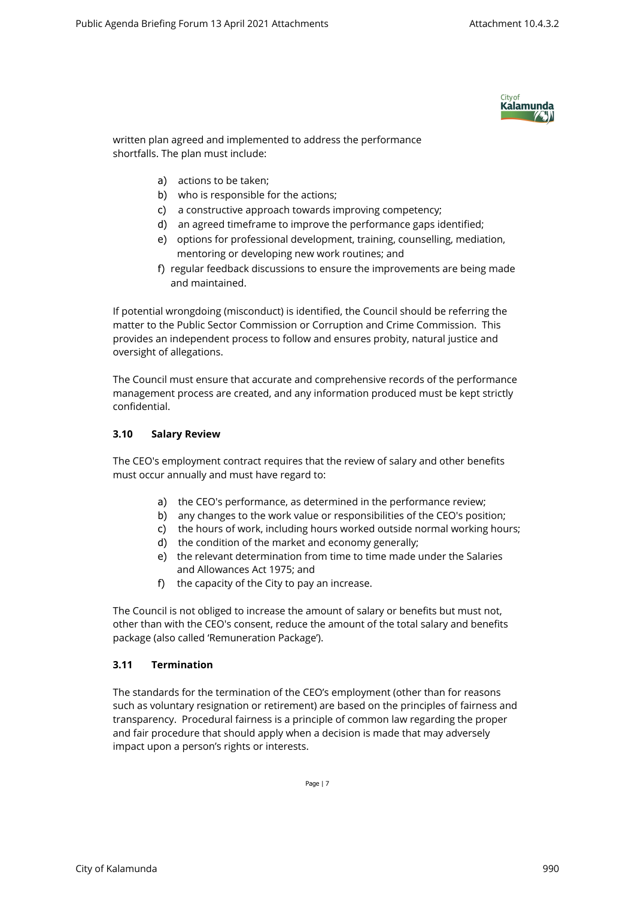written plan agreed and implemented to address the performance shortfalls. The plan must include:

a) actions to be taken;
b) who is responsible for the actions;
c) a constructive approach towards improving competency;
d) an agreed timeframe to improve the performance gaps identified;
e) options for professional development, training, counselling, mediation, mentoring or developing new work routines; and
f) regular feedback discussions to ensure the improvements are being made and maintained.

If potential wrongdoing (misconduct) is identified, the Council should be referring the matter to the Public Sector Commission or Corruption and Crime Commission. This provides an independent process to follow and ensures probity, natural justice and oversight of allegations.

The Council must ensure that accurate and comprehensive records of the performance management process are created, and any information produced must be kept strictly confidential.

### 3.10 Salary Review

The CEO's employment contract requires that the review of salary and other benefits must occur annually and must have regard to:

a) the CEO's performance, as determined in the performance review;
b) any changes to the work value or responsibilities of the CEO's position;
c) the hours of work, including hours worked outside normal working hours;
d) the condition of the market and economy generally;
e) the relevant determination from time to time made under the Salaries and Allowances Act 1975; and
f) the capacity of the City to pay an increase.

The Council is not obliged to increase the amount of salary or benefits but must not, other than with the CEO's consent, reduce the amount of the total salary and benefits package (also called 'Remuneration Package').

### 3.11 Termination

The standards for the termination of the CEO's employment (other than for reasons such as voluntary resignation or retirement) are based on the principles of fairness and transparency. Procedural fairness is a principle of common law regarding the proper and fair procedure that should apply when a decision is made that may adversely impact upon a person's rights or interests.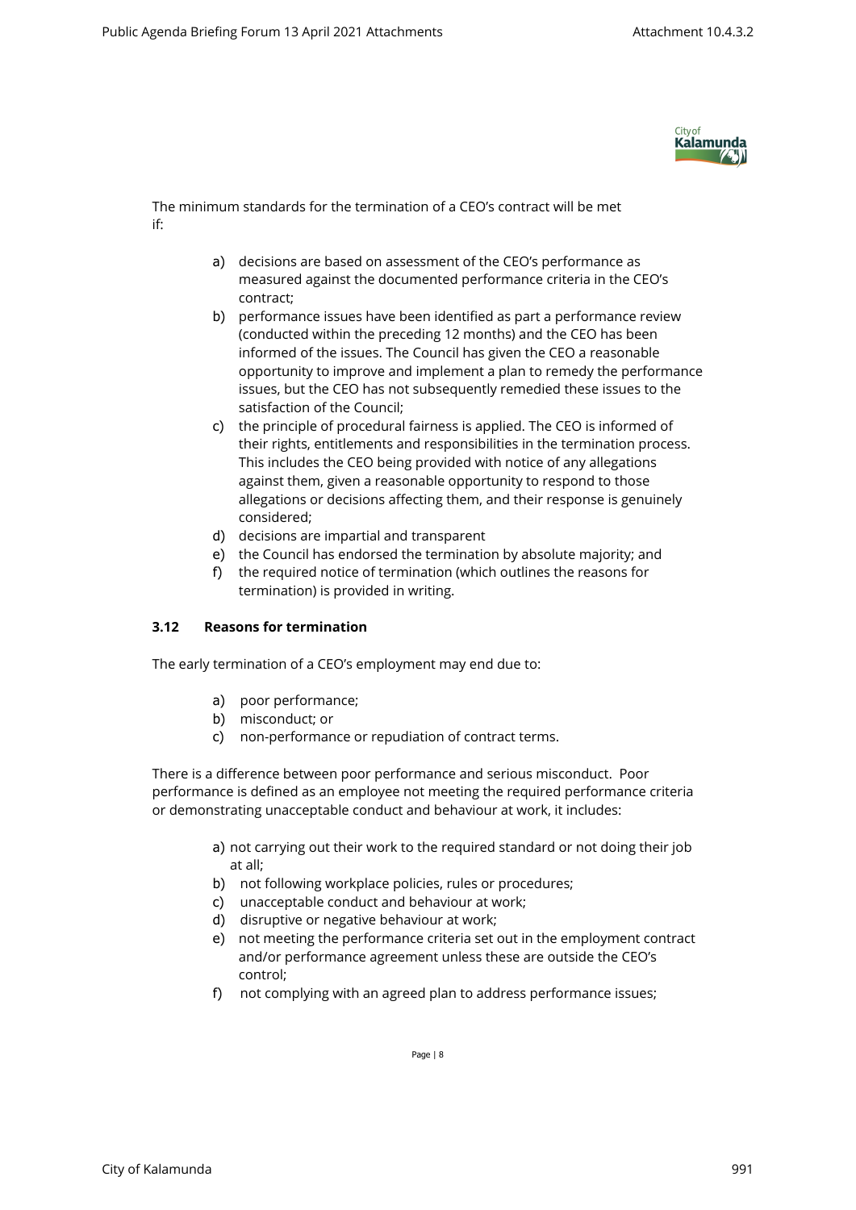The minimum standards for the termination of a CEO's contract will be met if:

a) decisions are based on assessment of the CEO's performance as measured against the documented performance criteria in the CEO's contract;
b) performance issues have been identified as part a performance review (conducted within the preceding 12 months) and the CEO has been informed of the issues. The Council has given the CEO a reasonable opportunity to improve and implement a plan to remedy the performance issues, but the CEO has not subsequently remedied these issues to the satisfaction of the Council;
c) the principle of procedural fairness is applied. The CEO is informed of their rights, entitlements and responsibilities in the termination process. This includes the CEO being provided with notice of any allegations against them, given a reasonable opportunity to respond to those allegations or decisions affecting them, and their response is genuinely considered;
d) decisions are impartial and transparent
e) the Council has endorsed the termination by absolute majority; and
f) the required notice of termination (which outlines the reasons for termination) is provided in writing.

### 3.12 Reasons for termination

The early termination of a CEO's employment may end due to:

a) poor performance;
b) misconduct; or
c) non-performance or repudiation of contract terms.

There is a difference between poor performance and serious misconduct. Poor performance is defined as an employee not meeting the required performance criteria or demonstrating unacceptable conduct and behaviour at work, it includes:

a) not carrying out their work to the required standard or not doing their job at all;
b) not following workplace policies, rules or procedures;
c) unacceptable conduct and behaviour at work;
d) disruptive or negative behaviour at work;
e) not meeting the performance criteria set out in the employment contract and/or performance agreement unless these are outside the CEO's control;
f) not complying with an agreed plan to address performance issues;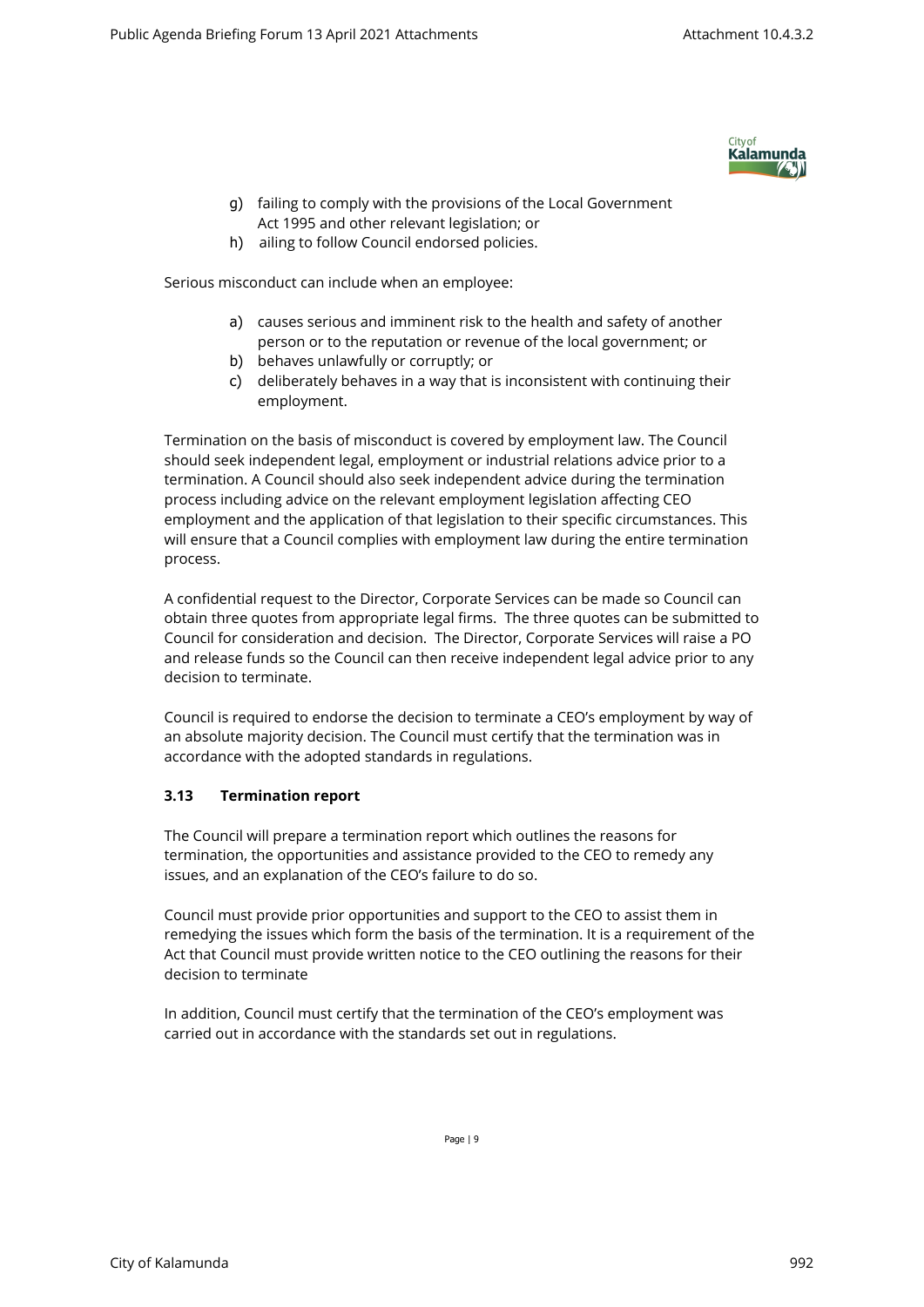g) failing to comply with the provisions of the Local Government Act 1995 and other relevant legislation; or
h) ailing to follow Council endorsed policies.

Serious misconduct can include when an employee:

a) causes serious and imminent risk to the health and safety of another person or to the reputation or revenue of the local government; or
b) behaves unlawfully or corruptly; or
c) deliberately behaves in a way that is inconsistent with continuing their employment.

Termination on the basis of misconduct is covered by employment law. The Council should seek independent legal, employment or industrial relations advice prior to a termination. A Council should also seek independent advice during the termination process including advice on the relevant employment legislation affecting CEO employment and the application of that legislation to their specific circumstances. This will ensure that a Council complies with employment law during the entire termination process.

A confidential request to the Director, Corporate Services can be made so Council can obtain three quotes from appropriate legal firms. The three quotes can be submitted to Council for consideration and decision. The Director, Corporate Services will raise a PO and release funds so the Council can then receive independent legal advice prior to any decision to terminate.

Council is required to endorse the decision to terminate a CEO's employment by way of an absolute majority decision. The Council must certify that the termination was in accordance with the adopted standards in regulations.

### 3.13 Termination report

The Council will prepare a termination report which outlines the reasons for termination, the opportunities and assistance provided to the CEO to remedy any issues, and an explanation of the CEO's failure to do so.

Council must provide prior opportunities and support to the CEO to assist them in remedying the issues which form the basis of the termination. It is a requirement of the Act that Council must provide written notice to the CEO outlining the reasons for their decision to terminate

In addition, Council must certify that the termination of the CEO's employment was carried out in accordance with the standards set out in regulations.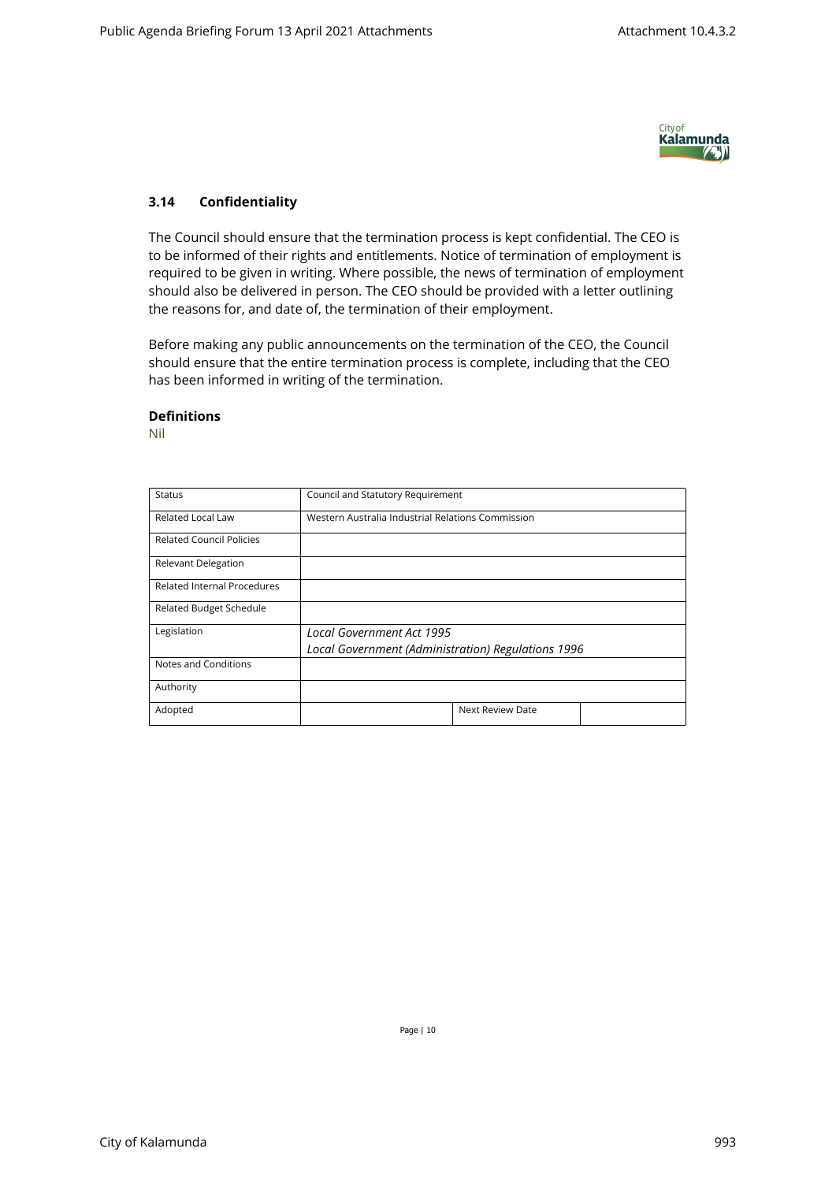### 3.14 Confidentiality

The Council should ensure that the termination process is kept confidential. The CEO is to be informed of their rights and entitlements. Notice of termination of employment is required to be given in writing. Where possible, the news of termination of employment should also be delivered in person. The CEO should be provided with a letter outlining the reasons for, and date of, the termination of their employment.

Before making any public announcements on the termination of the CEO, the Council should ensure that the entire termination process is complete, including that the CEO has been informed in writing of the termination.

**Definitions**

Nil

| | | | |
|---|---|---|---|
| Status | Council and Statutory Requirement | | |
| Related Local Law | Western Australia Industrial Relations Commission | | |
| Related Council Policies | | | |
| Relevant Delegation | | | |
| Related Internal Procedures | | | |
| Related Budget Schedule | | | |
| Legislation | *Local Government Act 1995*<br>*Local Government (Administration) Regulations 1996* | | |
| Notes and Conditions | | | |
| Authority | | | |
| Adopted | | Next Review Date | |